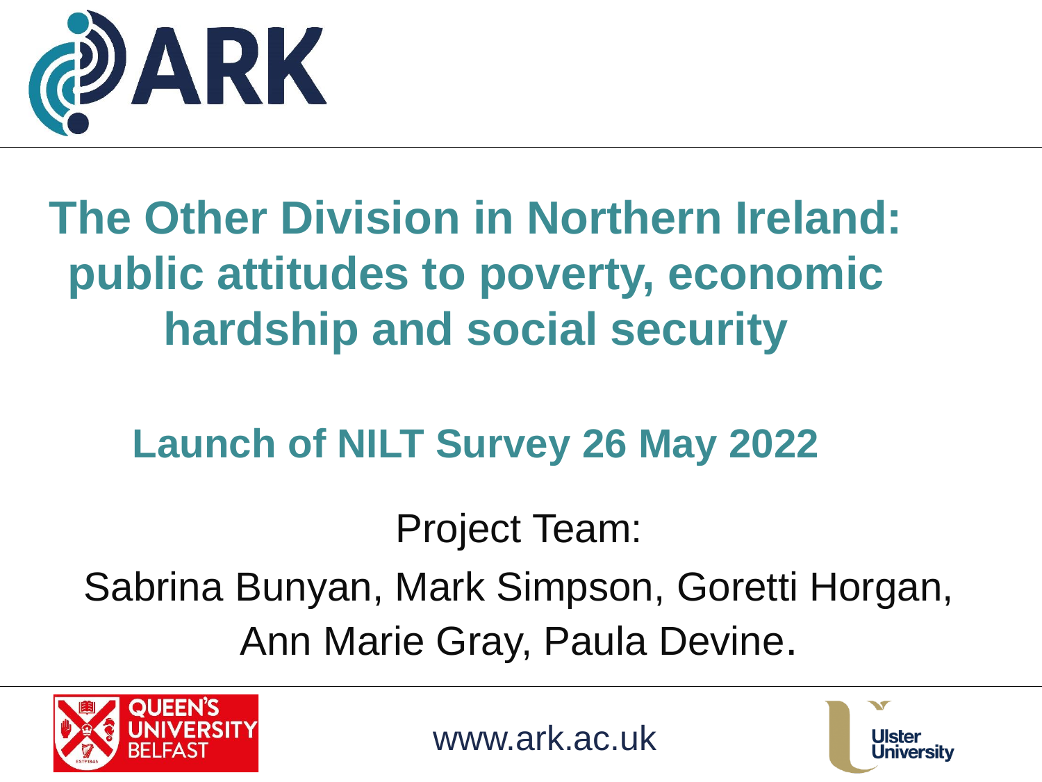ARK

# The Other Division in Northern Ireland: public attitudes to poverty, economic hardship and social security

## Launch of NILT Survey 26 May 2022

Project Team:

Sabrina Bunyan, Mark Simpson, Goretti Horgan, Ann Marie Gray, Paula Devine.

QUEEN'S UNIVERSITY BELFAST

www.ark.ac.uk

Ulster University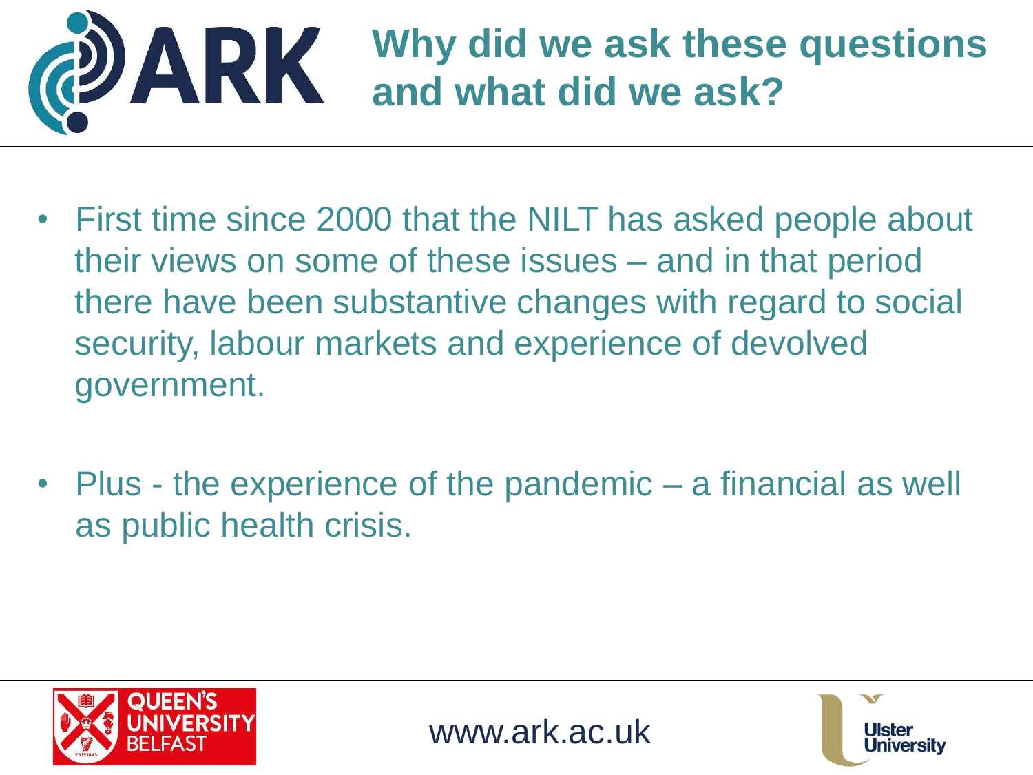# Why did we ask these questions and what did we ask?

- First time since 2000 that the NILT has asked people about their views on some of these issues – and in that period there have been substantive changes with regard to social security, labour markets and experience of devolved government.

- Plus - the experience of the pandemic – a financial as well as public health crisis.

www.ark.ac.uk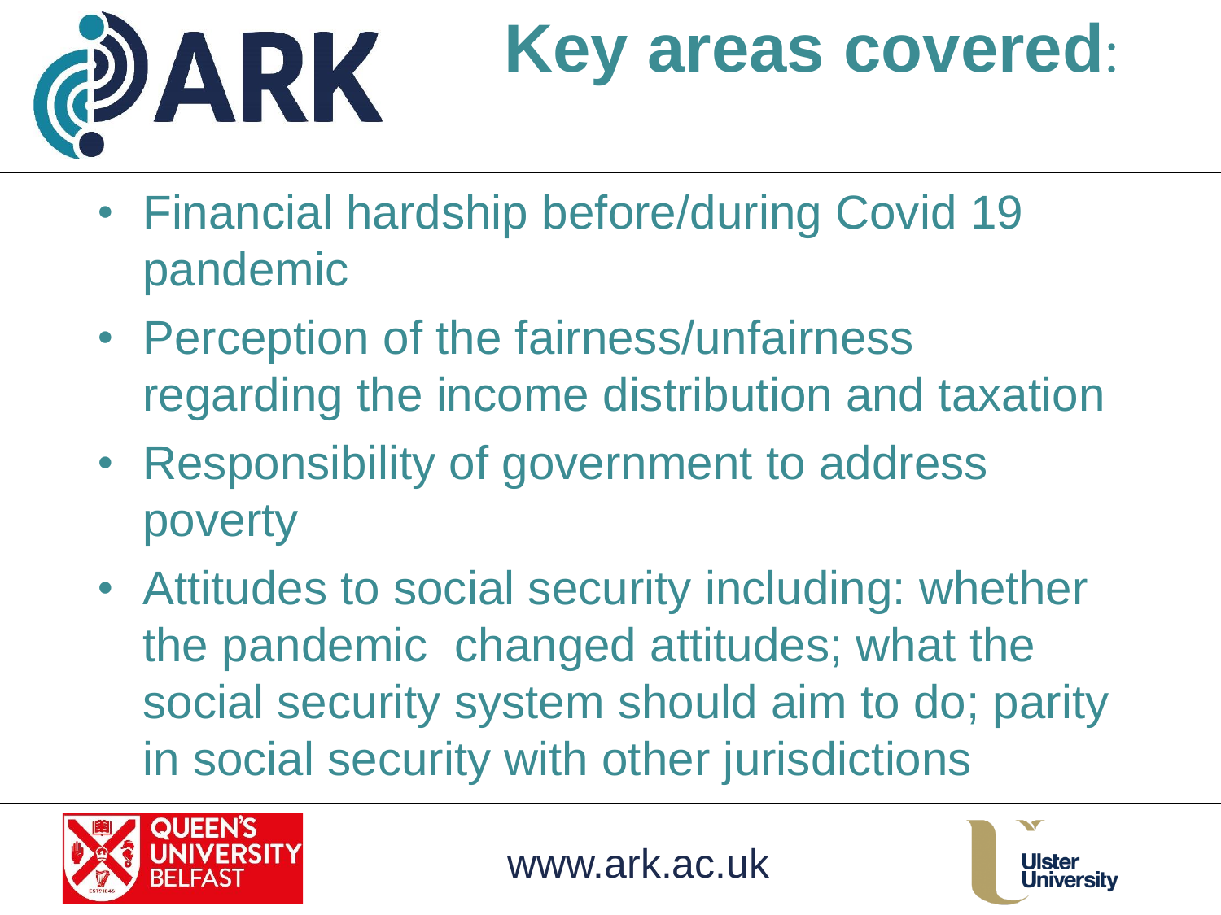# Key areas covered:

- Financial hardship before/during Covid 19 pandemic
- Perception of the fairness/unfairness regarding the income distribution and taxation
- Responsibility of government to address poverty
- Attitudes to social security including: whether the pandemic changed attitudes; what the social security system should aim to do; parity in social security with other jurisdictions

www.ark.ac.uk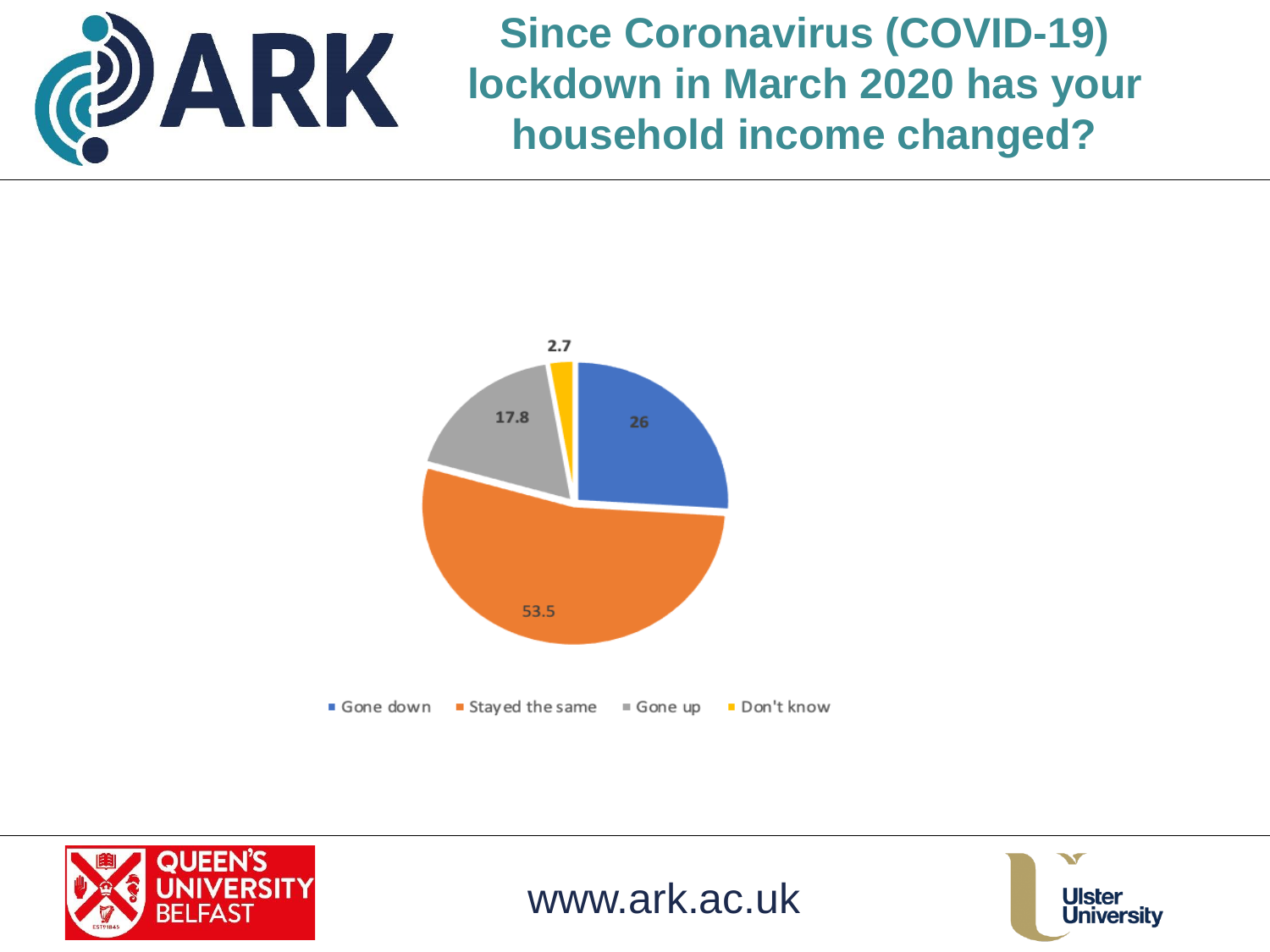# Since Coronavirus (COVID-19) lockdown in March 2020 has your household income changed?

| Response | % |
| --- | --- |
| Gone down | 26 |
| Stayed the same | 53.5 |
| Gone up | 17.8 |
| Don't know | 2.7 |

www.ark.ac.uk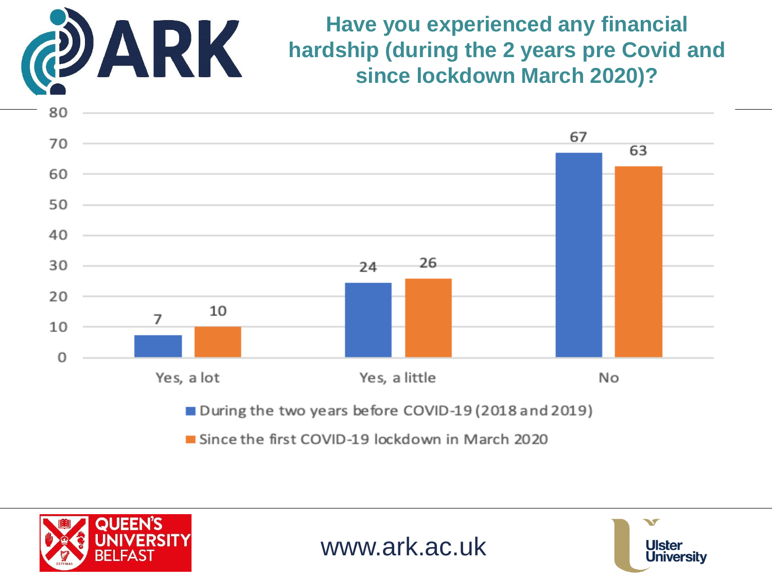# Have you experienced any financial hardship (during the 2 years pre Covid and since lockdown March 2020)?

| | During the two years before COVID-19 (2018 and 2019) | Since the first COVID-19 lockdown in March 2020 |
|---|---|---|
| Yes, a lot | 7 | 10 |
| Yes, a little | 24 | 26 |
| No | 67 | 63 |

www.ark.ac.uk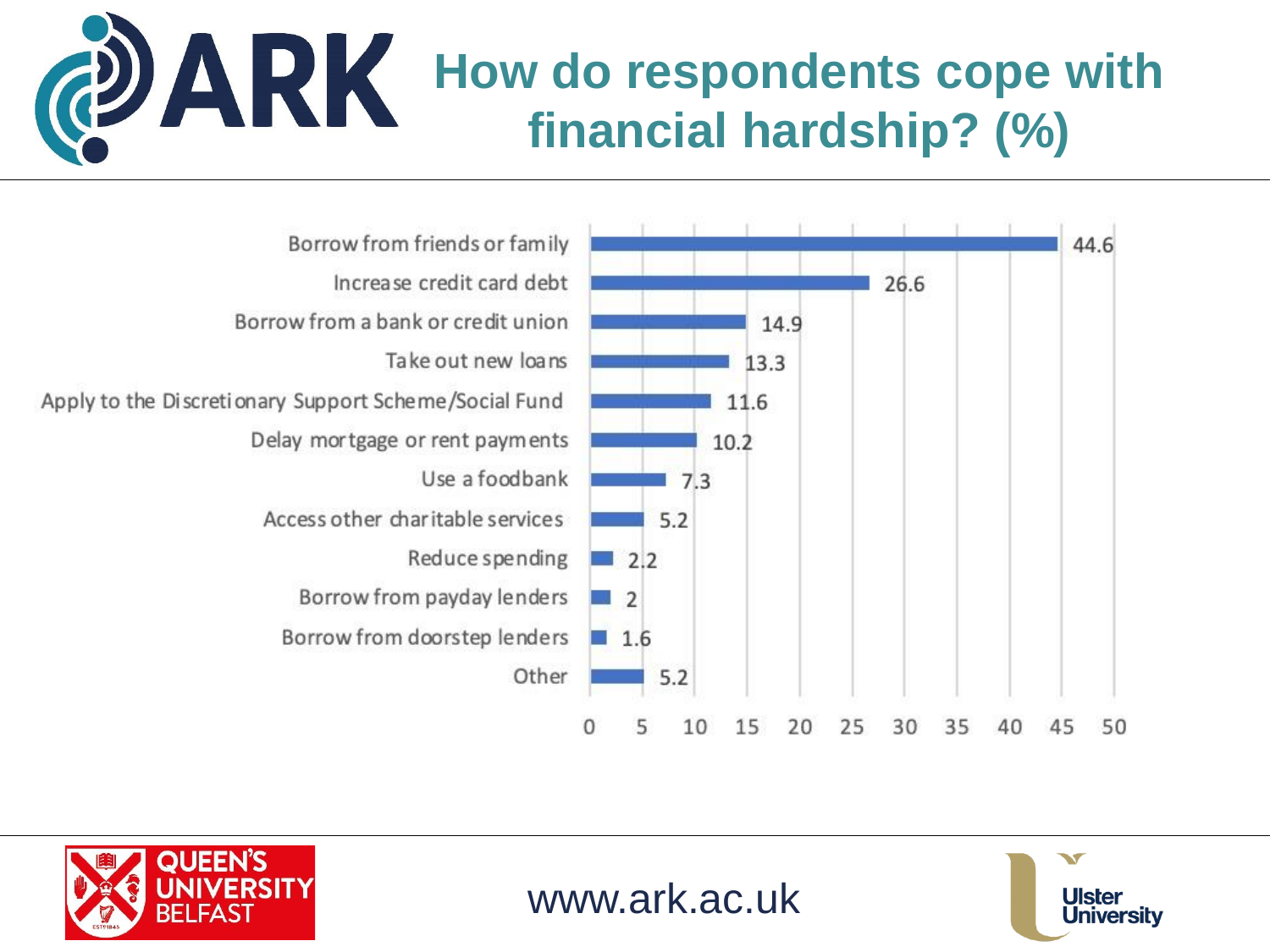# How do respondents cope with financial hardship? (%)

| Response | % |
|---|---|
| Borrow from friends or family | 44.6 |
| Increase credit card debt | 26.6 |
| Borrow from a bank or credit union | 14.9 |
| Take out new loans | 13.3 |
| Apply to the Discretionary Support Scheme/Social Fund | 11.6 |
| Delay mortgage or rent payments | 10.2 |
| Use a foodbank | 7.3 |
| Access other charitable services | 5.2 |
| Reduce spending | 2.2 |
| Borrow from payday lenders | 2 |
| Borrow from doorstep lenders | 1.6 |
| Other | 5.2 |

www.ark.ac.uk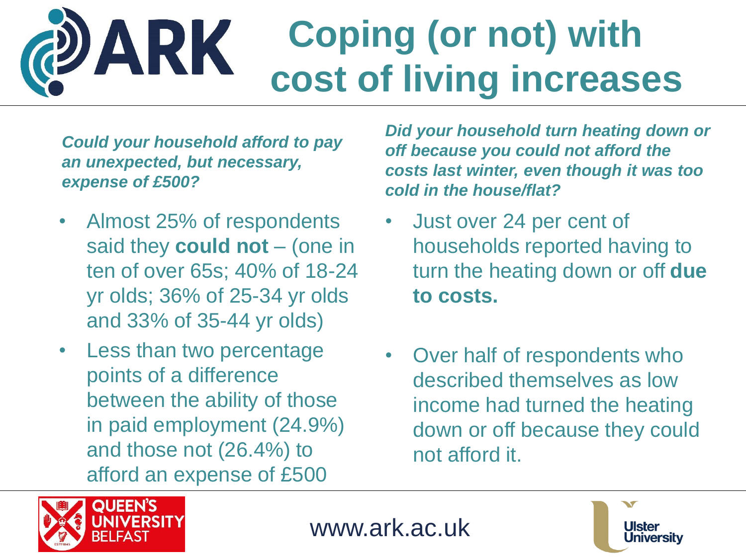# Coping (or not) with cost of living increases

***Could your household afford to pay an unexpected, but necessary, expense of £500?***

- Almost 25% of respondents said they **could not** – (one in ten of over 65s; 40% of 18-24 yr olds; 36% of 25-34 yr olds and 33% of 35-44 yr olds)
- Less than two percentage points of a difference between the ability of those in paid employment (24.9%) and those not (26.4%) to afford an expense of £500

***Did your household turn heating down or off because you could not afford the costs last winter, even though it was too cold in the house/flat?***

- Just over 24 per cent of households reported having to turn the heating down or off **due to costs.**
- Over half of respondents who described themselves as low income had turned the heating down or off because they could not afford it.

www.ark.ac.uk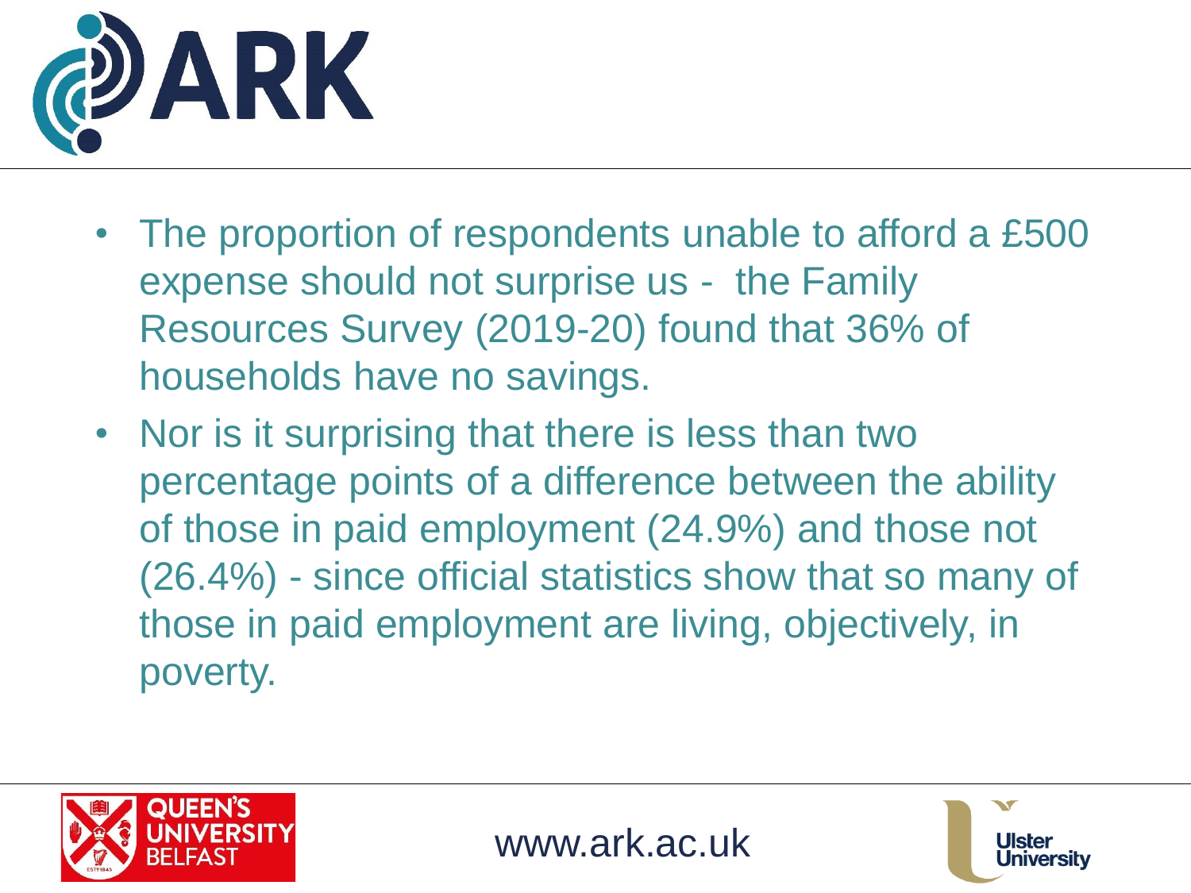- The proportion of respondents unable to afford a £500 expense should not surprise us - the Family Resources Survey (2019-20) found that 36% of households have no savings.
- Nor is it surprising that there is less than two percentage points of a difference between the ability of those in paid employment (24.9%) and those not (26.4%) - since official statistics show that so many of those in paid employment are living, objectively, in poverty.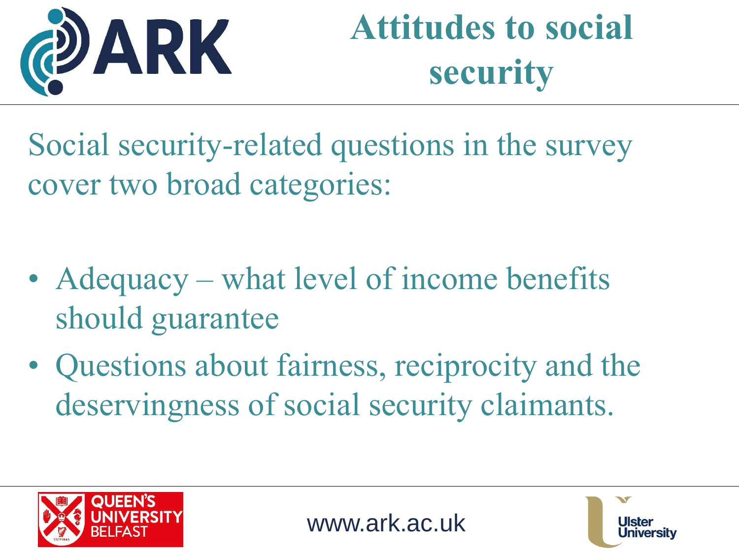# Attitudes to social security

Social security-related questions in the survey cover two broad categories:

- Adequacy – what level of income benefits should guarantee
- Questions about fairness, reciprocity and the deservingness of social security claimants.

www.ark.ac.uk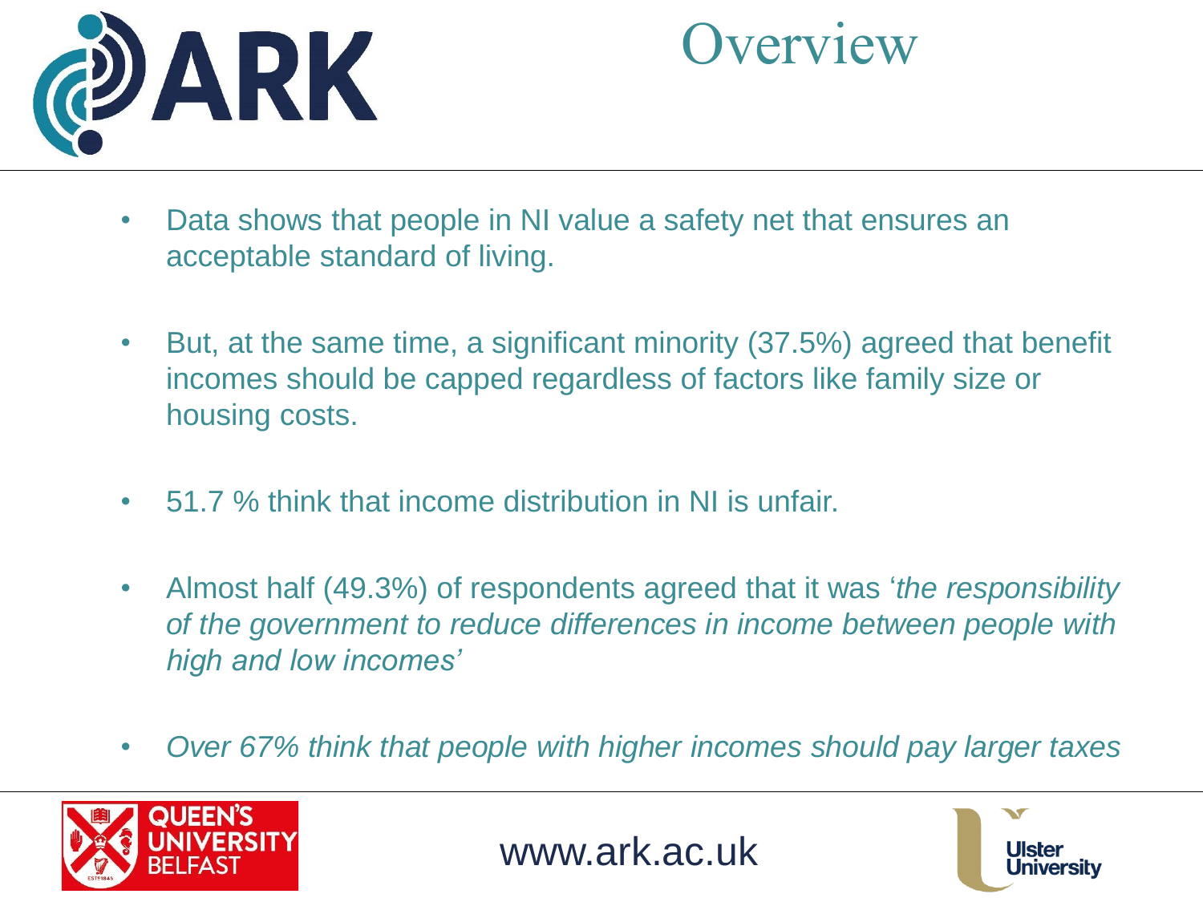# Overview

- Data shows that people in NI value a safety net that ensures an acceptable standard of living.
- But, at the same time, a significant minority (37.5%) agreed that benefit incomes should be capped regardless of factors like family size or housing costs.
- 51.7 % think that income distribution in NI is unfair.
- Almost half (49.3%) of respondents agreed that it was '*the responsibility of the government to reduce differences in income between people with high and low incomes*'
- *Over 67% think that people with higher incomes should pay larger taxes*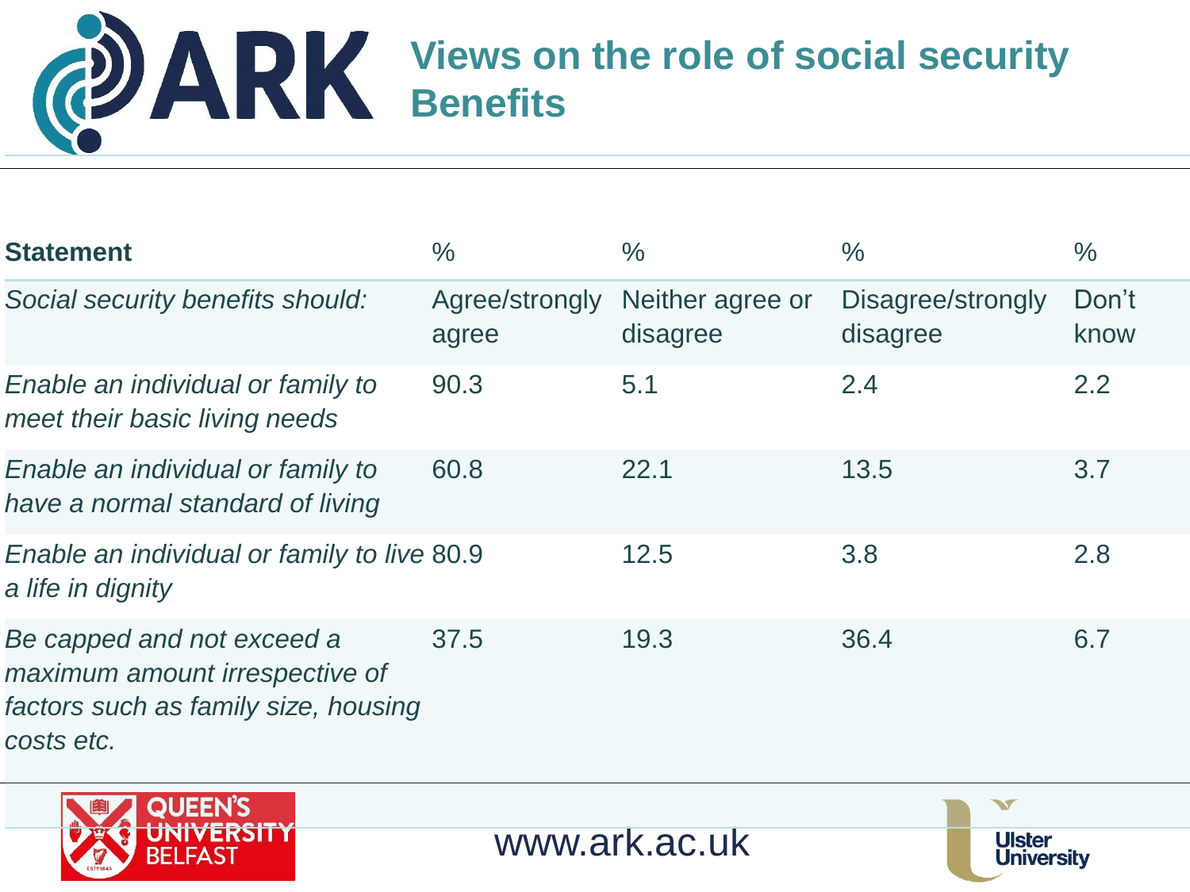# Views on the role of social security Benefits

| Statement | % | % | % | % |
|---|---|---|---|---|
| *Social security benefits should:* | Agree/strongly agree | Neither agree or disagree | Disagree/strongly disagree | Don't know |
| *Enable an individual or family to meet their basic living needs* | 90.3 | 5.1 | 2.4 | 2.2 |
| *Enable an individual or family to have a normal standard of living* | 60.8 | 22.1 | 13.5 | 3.7 |
| *Enable an individual or family to live a life in dignity* | 80.9 | 12.5 | 3.8 | 2.8 |
| *Be capped and not exceed a maximum amount irrespective of factors such as family size, housing costs etc.* | 37.5 | 19.3 | 36.4 | 6.7 |

www.ark.ac.uk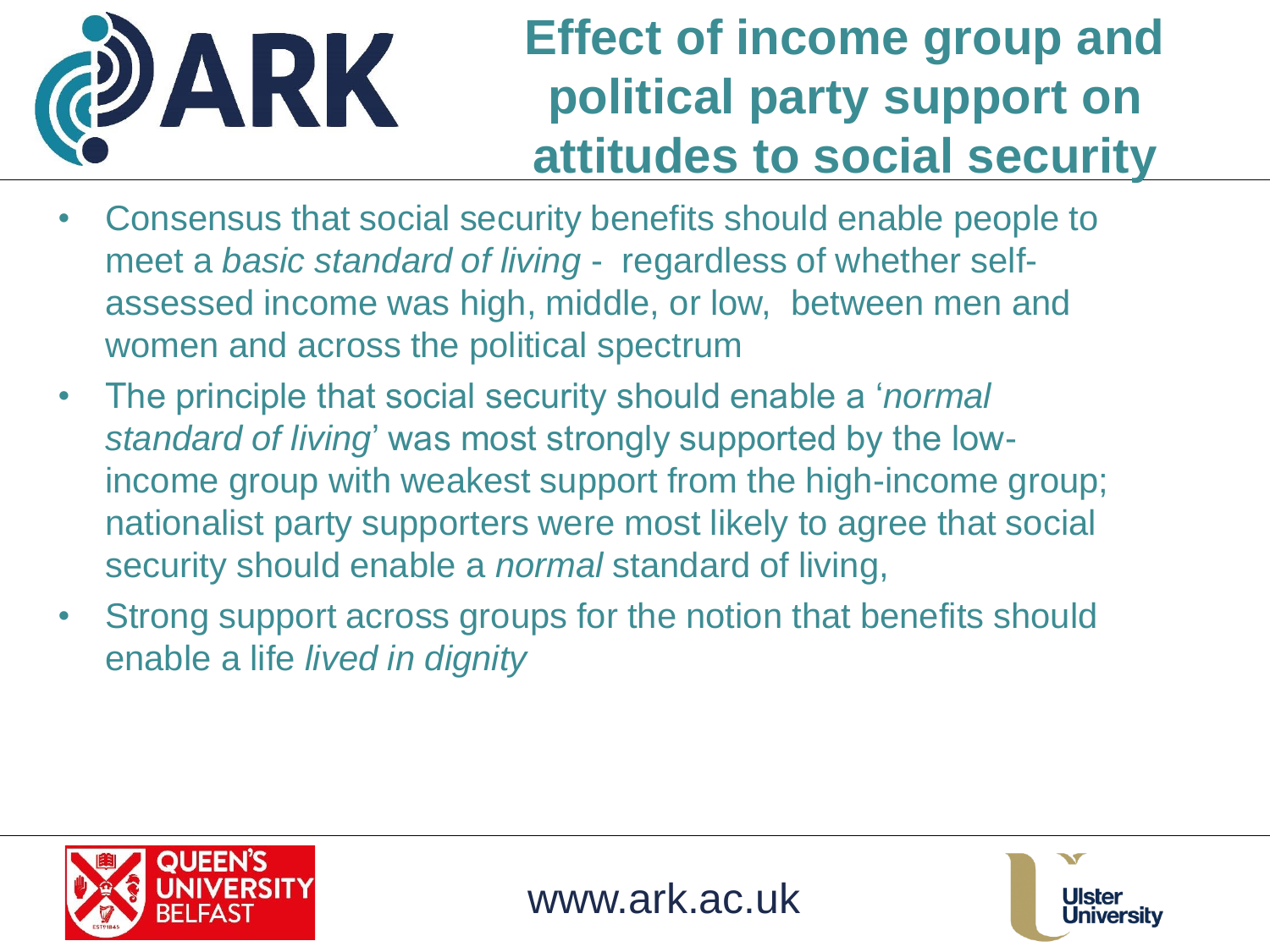# Effect of income group and political party support on attitudes to social security

- Consensus that social security benefits should enable people to meet a *basic standard of living* - regardless of whether self-assessed income was high, middle, or low, between men and women and across the political spectrum
- The principle that social security should enable a '*normal standard of living*' was most strongly supported by the low-income group with weakest support from the high-income group; nationalist party supporters were most likely to agree that social security should enable a *normal* standard of living,
- Strong support across groups for the notion that benefits should enable a life *lived in dignity*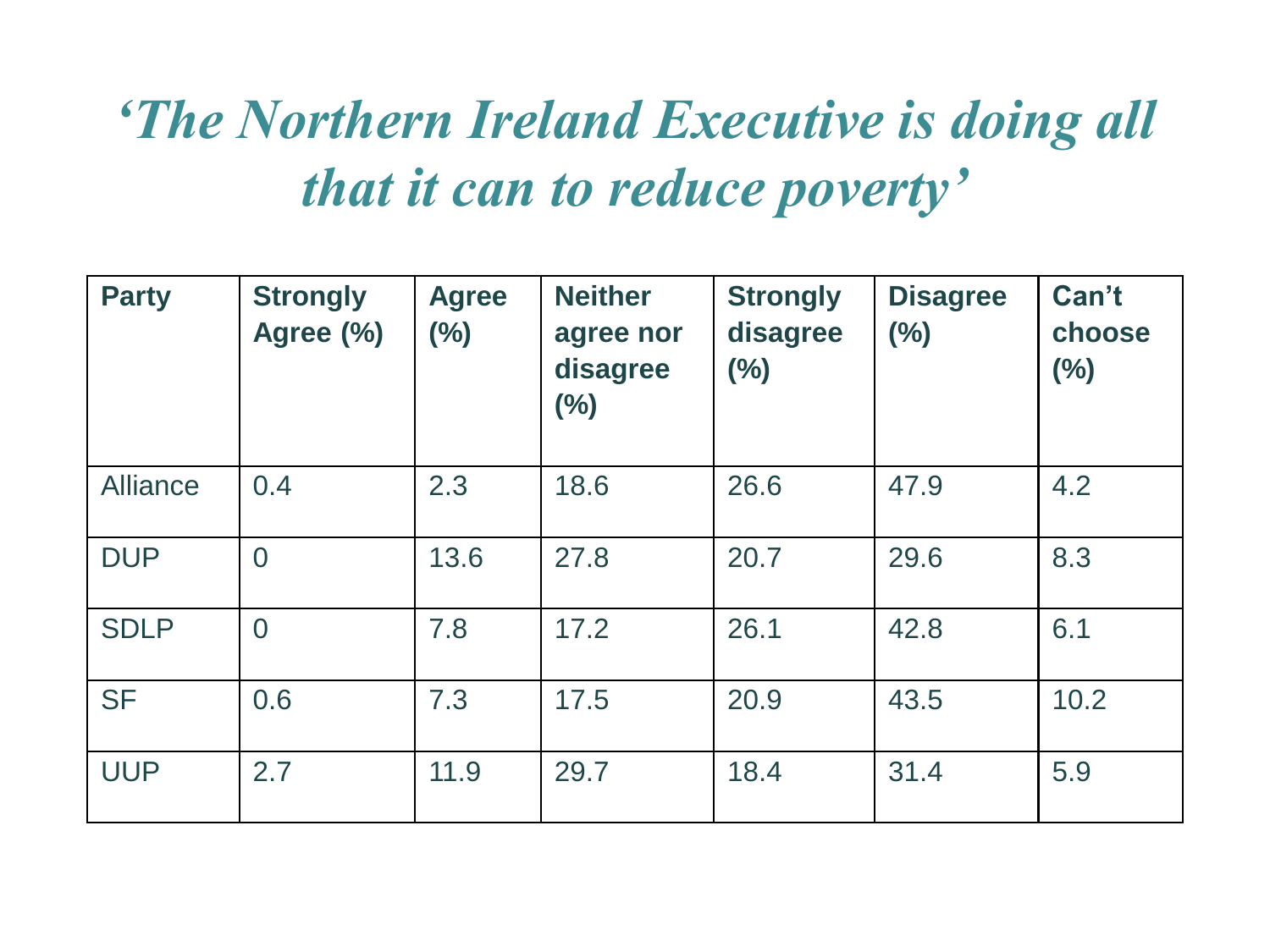# *'The Northern Ireland Executive is doing all that it can to reduce poverty'*

| Party | Strongly Agree (%) | Agree (%) | Neither agree nor disagree (%) | Strongly disagree (%) | Disagree (%) | Can't choose (%) |
|---|---|---|---|---|---|---|
| Alliance | 0.4 | 2.3 | 18.6 | 26.6 | 47.9 | 4.2 |
| DUP | 0 | 13.6 | 27.8 | 20.7 | 29.6 | 8.3 |
| SDLP | 0 | 7.8 | 17.2 | 26.1 | 42.8 | 6.1 |
| SF | 0.6 | 7.3 | 17.5 | 20.9 | 43.5 | 10.2 |
| UUP | 2.7 | 11.9 | 29.7 | 18.4 | 31.4 | 5.9 |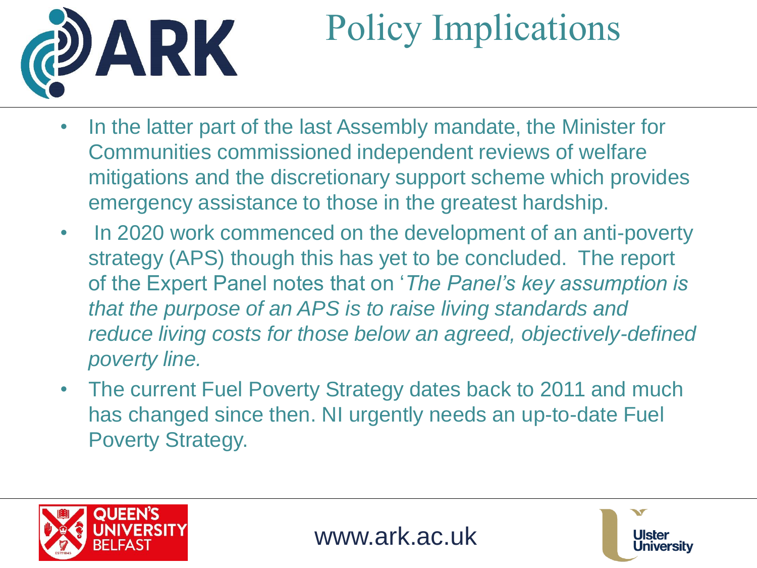# Policy Implications

- In the latter part of the last Assembly mandate, the Minister for Communities commissioned independent reviews of welfare mitigations and the discretionary support scheme which provides emergency assistance to those in the greatest hardship.
- In 2020 work commenced on the development of an anti-poverty strategy (APS) though this has yet to be concluded. The report of the Expert Panel notes that on '*The Panel's key assumption is that the purpose of an APS is to raise living standards and reduce living costs for those below an agreed, objectively-defined poverty line.*
- The current Fuel Poverty Strategy dates back to 2011 and much has changed since then. NI urgently needs an up-to-date Fuel Poverty Strategy.